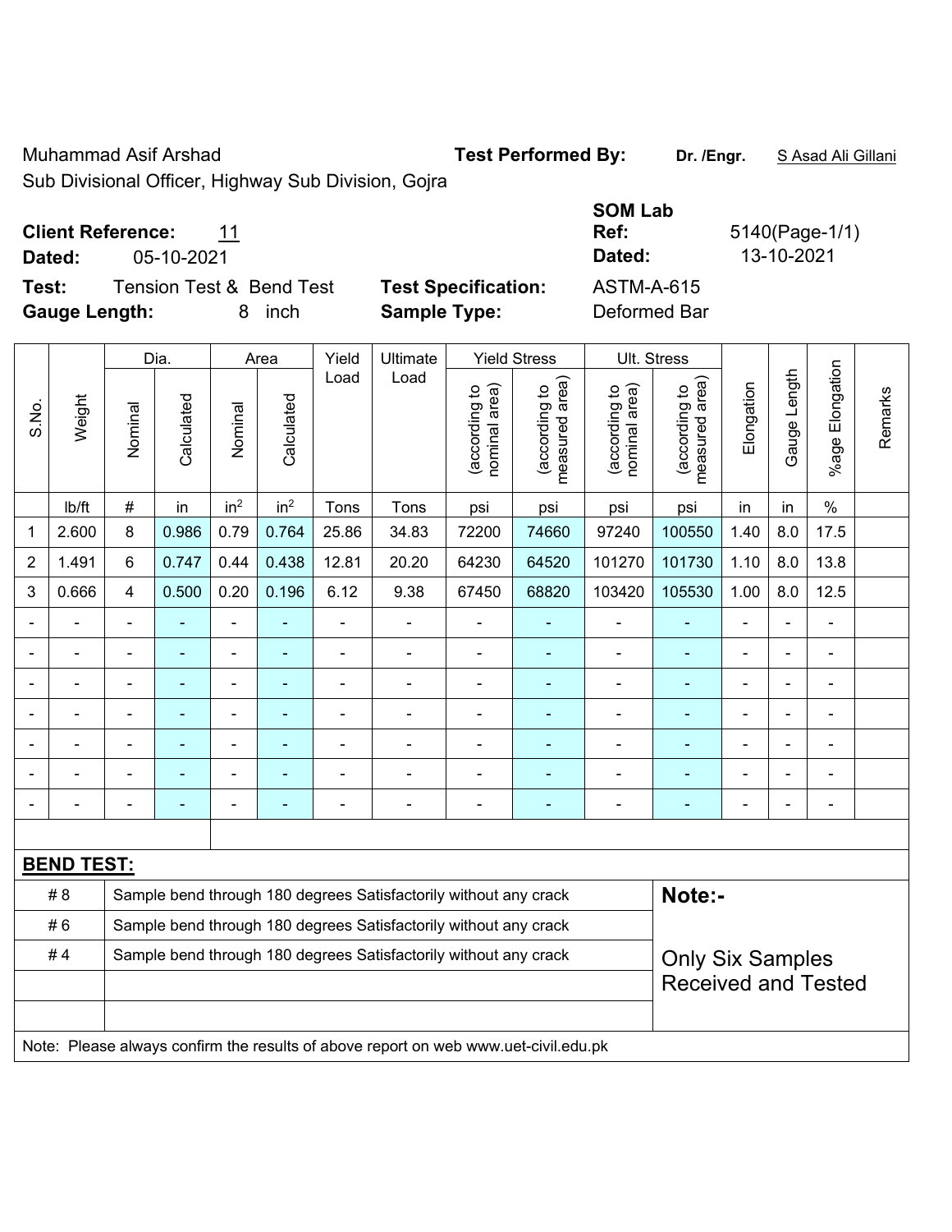Muhammad Asif Arshad

Sub Divisional Officer, Highway Sub Division, Gojra

**Test Performed By:** **Dr. /Engr.** S Asad Ali Gillani

**Client Reference:** 11

**Dated:** 05-10-2021

**SOM Lab Ref:** 5140(Page-1/1)

**Dated:** 13-10-2021

**Test:** Tension Test & Bend Test

**Gauge Length:** 8 inch

**Test Specification:** ASTM-A-615

**Sample Type:** Deformed Bar

| S.No. | Weight | Dia. | | Area | | Yield Load | Ultimate Load | Yield Stress | | Ult. Stress | | Elongation | Gauge Length | %age Elongation | Remarks |
|---|---|---|---|---|---|---|---|---|---|---|---|---|---|---|---|
| | | Nominal | Calculated | Nominal | Calculated | | | (according to nominal area) | (according to measured area) | (according to nominal area) | (according to measured area) | | | | |
| | lb/ft | # | in | $in^2$ | $in^2$ | Tons | Tons | psi | psi | psi | psi | in | in | % | |
| 1 | 2.600 | 8 | 0.986 | 0.79 | 0.764 | 25.86 | 34.83 | 72200 | 74660 | 97240 | 100550 | 1.40 | 8.0 | 17.5 | |
| 2 | 1.491 | 6 | 0.747 | 0.44 | 0.438 | 12.81 | 20.20 | 64230 | 64520 | 101270 | 101730 | 1.10 | 8.0 | 13.8 | |
| 3 | 0.666 | 4 | 0.500 | 0.20 | 0.196 | 6.12 | 9.38 | 67450 | 68820 | 103420 | 105530 | 1.00 | 8.0 | 12.5 | |
| - | - | - | - | - | - | - | - | - | - | - | - | - | - | - | |
| - | - | - | - | - | - | - | - | - | - | - | - | - | - | - | |
| - | - | - | - | - | - | - | - | - | - | - | - | - | - | - | |
| - | - | - | - | - | - | - | - | - | - | - | - | - | - | - | |
| - | - | - | - | - | - | - | - | - | - | - | - | - | - | - | |
| - | - | - | - | - | - | - | - | - | - | - | - | - | - | - | |
| - | - | - | - | - | - | - | - | - | - | - | - | - | - | - | |

**BEND TEST:**

| | | |
|---|---|---|
| # 8 | Sample bend through 180 degrees Satisfactorily without any crack | **Note:-** |
| # 6 | Sample bend through 180 degrees Satisfactorily without any crack | |
| # 4 | Sample bend through 180 degrees Satisfactorily without any crack | Only Six Samples Received and Tested |
| | | |
| | | |

Note: Please always confirm the results of above report on web www.uet-civil.edu.pk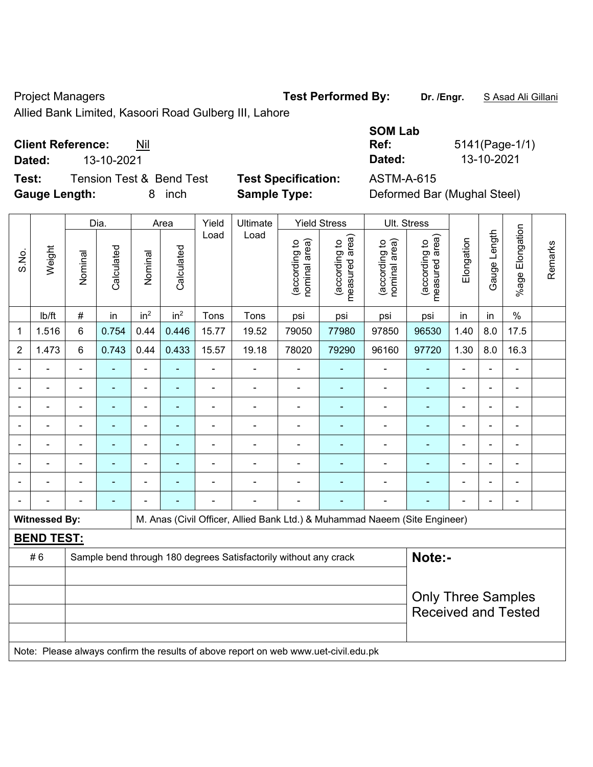Project Managers **Test Performed By:** **Dr. /Engr.** S Asad Ali Gillani

Allied Bank Limited, Kasoori Road Gulberg III, Lahore

**Client Reference:** Nil

**Dated:** 13-10-2021

**SOM Lab Ref:** 5141(Page-1/1)

**Dated:** 13-10-2021

**Test:** Tension Test & Bend Test

**Gauge Length:** 8 inch

**Test Specification:** ASTM-A-615

**Sample Type:** Deformed Bar (Mughal Steel)

| S.No. | Weight | Dia. | | Area | | Yield Load | Ultimate Load | Yield Stress | | Ult. Stress | | Elongation | Gauge Length | %age Elongation | Remarks |
|---|---|---|---|---|---|---|---|---|---|---|---|---|---|---|---|
| | | Nominal | Calculated | Nominal | Calculated | | | (according to nominal area) | (according to measured area) | (according to nominal area) | (according to measured area) | | | | |
| | lb/ft | # | in | in$^2$ | in$^2$ | Tons | Tons | psi | psi | psi | psi | in | in | % | |
| 1 | 1.516 | 6 | 0.754 | 0.44 | 0.446 | 15.77 | 19.52 | 79050 | 77980 | 97850 | 96530 | 1.40 | 8.0 | 17.5 | |
| 2 | 1.473 | 6 | 0.743 | 0.44 | 0.433 | 15.57 | 19.18 | 78020 | 79290 | 96160 | 97720 | 1.30 | 8.0 | 16.3 | |
| - | - | - | - | - | - | - | - | - | - | - | - | - | - | - | |
| - | - | - | - | - | - | - | - | - | - | - | - | - | - | - | |
| - | - | - | - | - | - | - | - | - | - | - | - | - | - | - | |
| - | - | - | - | - | - | - | - | - | - | - | - | - | - | - | |
| - | - | - | - | - | - | - | - | - | - | - | - | - | - | - | |
| - | - | - | - | - | - | - | - | - | - | - | - | - | - | - | |
| - | - | - | - | - | - | - | - | - | - | - | - | - | - | - | |
| - | - | - | - | - | - | - | - | - | - | - | - | - | - | - | |

**Witnessed By:** M. Anas (Civil Officer, Allied Bank Ltd.) & Muhammad Naeem (Site Engineer)

**BEND TEST:**

| | | |
|---|---|---|
| # 6 | Sample bend through 180 degrees Satisfactorily without any crack | **Note:-** |
| | | Only Three Samples Received and Tested |
| | | |
| | | |
| | | |

Note: Please always confirm the results of above report on web www.uet-civil.edu.pk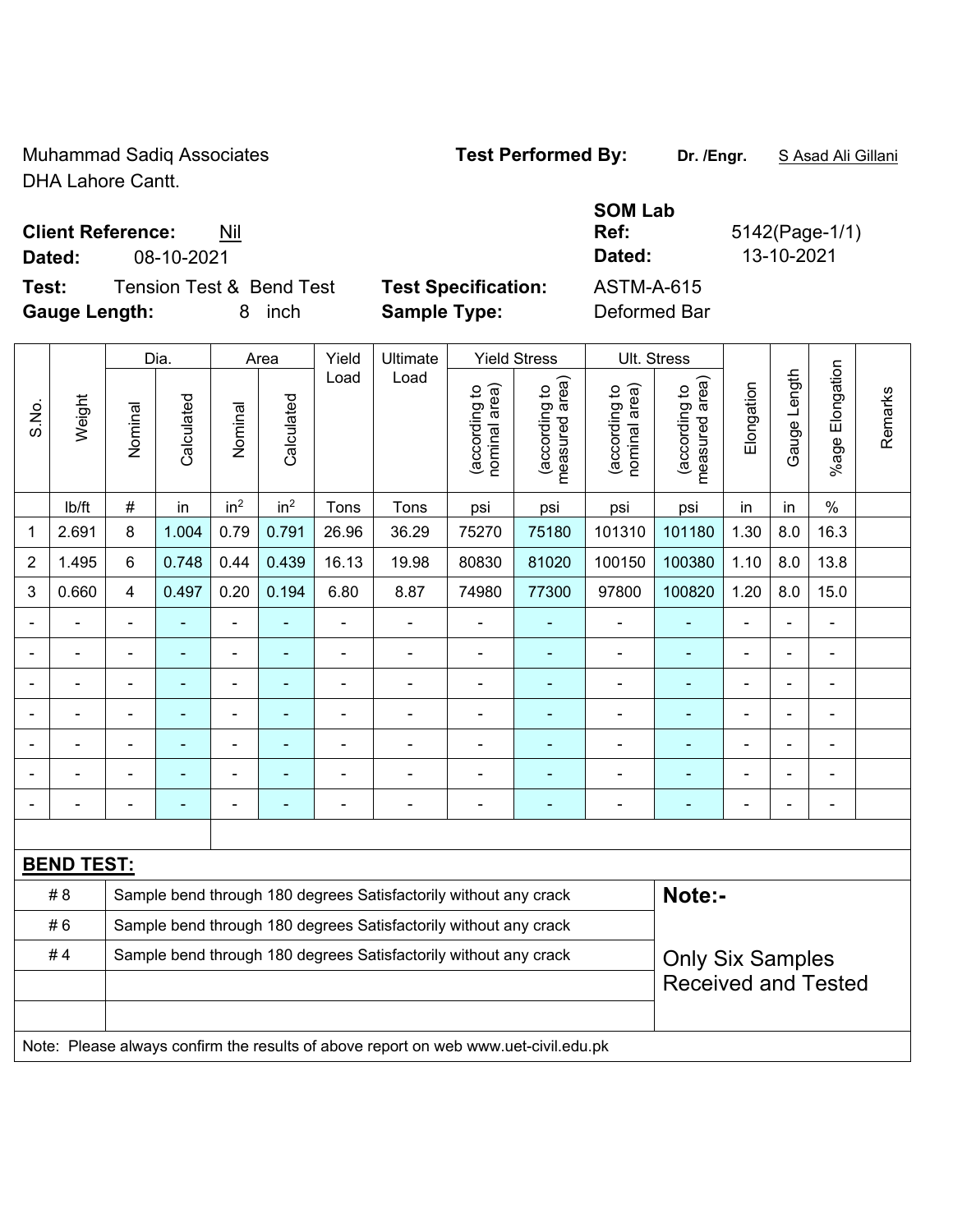Muhammad Sadiq Associates
DHA Lahore Cantt.

**Test Performed By:** **Dr. /Engr.** S Asad Ali Gillani

**Client Reference:** Nil
**Dated:** 08-10-2021

**SOM Lab Ref:** 5142(Page-1/1)
**Dated:** 13-10-2021

**Test:** Tension Test & Bend Test
**Gauge Length:** 8 inch

**Test Specification:** ASTM-A-615
**Sample Type:** Deformed Bar

| S.No. | Weight | Dia. | | Area | | Yield Load | Ultimate Load | Yield Stress | | Ult. Stress | | Elongation | Gauge Length | %age Elongation | Remarks |
|---|---|---|---|---|---|---|---|---|---|---|---|---|---|---|---|
| | | Nominal | Calculated | Nominal | Calculated | | | (according to nominal area) | (according to measured area) | (according to nominal area) | (according to measured area) | | | | |
| | lb/ft | # | in | $in^2$ | $in^2$ | Tons | Tons | psi | psi | psi | psi | in | in | % | |
| 1 | 2.691 | 8 | 1.004 | 0.79 | 0.791 | 26.96 | 36.29 | 75270 | 75180 | 101310 | 101180 | 1.30 | 8.0 | 16.3 | |
| 2 | 1.495 | 6 | 0.748 | 0.44 | 0.439 | 16.13 | 19.98 | 80830 | 81020 | 100150 | 100380 | 1.10 | 8.0 | 13.8 | |
| 3 | 0.660 | 4 | 0.497 | 0.20 | 0.194 | 6.80 | 8.87 | 74980 | 77300 | 97800 | 100820 | 1.20 | 8.0 | 15.0 | |
| - | - | - | - | - | - | - | - | - | - | - | - | - | - | - | |
| - | - | - | - | - | - | - | - | - | - | - | - | - | - | - | |
| - | - | - | - | - | - | - | - | - | - | - | - | - | - | - | |
| - | - | - | - | - | - | - | - | - | - | - | - | - | - | - | |
| - | - | - | - | - | - | - | - | - | - | - | - | - | - | - | |
| - | - | - | - | - | - | - | - | - | - | - | - | - | - | - | |
| - | - | - | - | - | - | - | - | - | - | - | - | - | - | - | |

**BEND TEST:**

| | | |
|---|---|---|
| # 8 | Sample bend through 180 degrees Satisfactorily without any crack | **Note:-** |
| # 6 | Sample bend through 180 degrees Satisfactorily without any crack | |
| # 4 | Sample bend through 180 degrees Satisfactorily without any crack | Only Six Samples Received and Tested |

Note: Please always confirm the results of above report on web www.uet-civil.edu.pk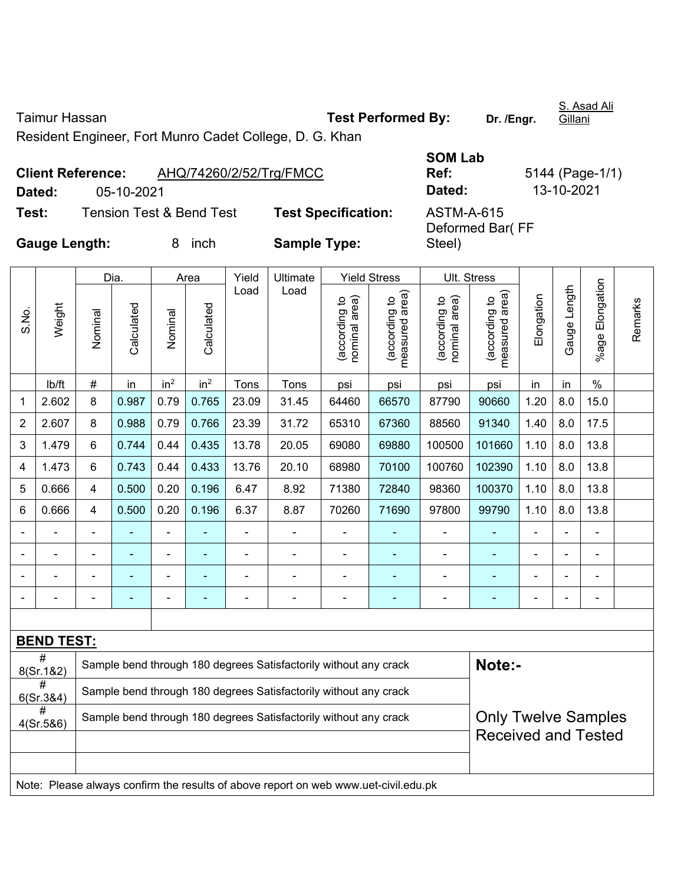Taimur Hassan

Resident Engineer, Fort Munro Cadet College, D. G. Khan

**Test Performed By:** Dr. /Engr. S. Asad Ali Gillani

**Client Reference:** AHQ/74260/2/52/Trg/FMCC

**Dated:** 05-10-2021

**SOM Lab Ref:** 5144 (Page-1/1)

**Dated:** 13-10-2021

**Test:** Tension Test & Bend Test

**Test Specification:** ASTM-A-615

**Gauge Length:** 8 inch

**Sample Type:** Deformed Bar( FF Steel)

| S.No. | Weight | Dia. | | Area | | Yield Load | Ultimate Load | Yield Stress | | Ult. Stress | | Elongation | Gauge Length | %age Elongation | Remarks |
|---|---|---|---|---|---|---|---|---|---|---|---|---|---|---|---|
| | | Nominal | Calculated | Nominal | Calculated | | | (according to nominal area) | (according to measured area) | (according to nominal area) | (according to measured area) | | | | |
| | lb/ft | # | in | $in^2$ | $in^2$ | Tons | Tons | psi | psi | psi | psi | in | in | % | |
| 1 | 2.602 | 8 | 0.987 | 0.79 | 0.765 | 23.09 | 31.45 | 64460 | 66570 | 87790 | 90660 | 1.20 | 8.0 | 15.0 | |
| 2 | 2.607 | 8 | 0.988 | 0.79 | 0.766 | 23.39 | 31.72 | 65310 | 67360 | 88560 | 91340 | 1.40 | 8.0 | 17.5 | |
| 3 | 1.479 | 6 | 0.744 | 0.44 | 0.435 | 13.78 | 20.05 | 69080 | 69880 | 100500 | 101660 | 1.10 | 8.0 | 13.8 | |
| 4 | 1.473 | 6 | 0.743 | 0.44 | 0.433 | 13.76 | 20.10 | 68980 | 70100 | 100760 | 102390 | 1.10 | 8.0 | 13.8 | |
| 5 | 0.666 | 4 | 0.500 | 0.20 | 0.196 | 6.47 | 8.92 | 71380 | 72840 | 98360 | 100370 | 1.10 | 8.0 | 13.8 | |
| 6 | 0.666 | 4 | 0.500 | 0.20 | 0.196 | 6.37 | 8.87 | 70260 | 71690 | 97800 | 99790 | 1.10 | 8.0 | 13.8 | |
| - | - | - | - | - | - | - | - | - | - | - | - | - | - | - | |
| - | - | - | - | - | - | - | - | - | - | - | - | - | - | - | |
| - | - | - | - | - | - | - | - | - | - | - | - | - | - | - | |
| - | - | - | - | - | - | - | - | - | - | - | - | - | - | - | |

**BEND TEST:**

| # | Result |
|---|---|
| # 8(Sr.1&2) | Sample bend through 180 degrees Satisfactorily without any crack |
| # 6(Sr.3&4) | Sample bend through 180 degrees Satisfactorily without any crack |
| # 4(Sr.5&6) | Sample bend through 180 degrees Satisfactorily without any crack |

**Note:-**

Only Twelve Samples Received and Tested

Note: Please always confirm the results of above report on web www.uet-civil.edu.pk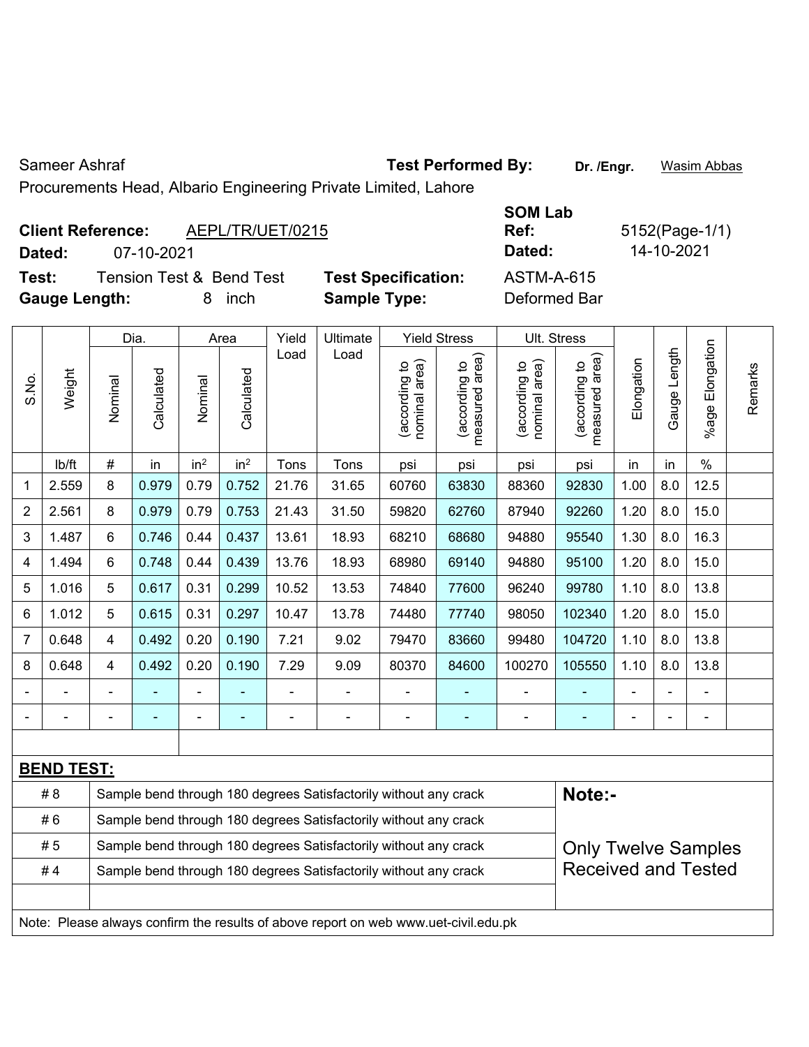Sameer Ashraf **Test Performed By:** **Dr. /Engr.** Wasim Abbas

Procurements Head, Albario Engineering Private Limited, Lahore

**Client Reference:** AEPL/TR/UET/0215 **SOM Lab Ref:** 5152(Page-1/1)

**Dated:** 07-10-2021 **Dated:** 14-10-2021

**Test:** Tension Test & Bend Test **Test Specification:** ASTM-A-615

**Gauge Length:** 8 inch **Sample Type:** Deformed Bar

| S.No. | Weight | Dia. | | Area | | Yield Load | Ultimate Load | Yield Stress | | Ult. Stress | | Elongation | Gauge Length | %age Elongation | Remarks |
|---|---|---|---|---|---|---|---|---|---|---|---|---|---|---|---|
| | | Nominal | Calculated | Nominal | Calculated | | | (according to nominal area) | (according to measured area) | (according to nominal area) | (according to measured area) | | | | |
| | lb/ft | # | in | $in^2$ | $in^2$ | Tons | Tons | psi | psi | psi | psi | in | in | % | |
| 1 | 2.559 | 8 | 0.979 | 0.79 | 0.752 | 21.76 | 31.65 | 60760 | 63830 | 88360 | 92830 | 1.00 | 8.0 | 12.5 | |
| 2 | 2.561 | 8 | 0.979 | 0.79 | 0.753 | 21.43 | 31.50 | 59820 | 62760 | 87940 | 92260 | 1.20 | 8.0 | 15.0 | |
| 3 | 1.487 | 6 | 0.746 | 0.44 | 0.437 | 13.61 | 18.93 | 68210 | 68680 | 94880 | 95540 | 1.30 | 8.0 | 16.3 | |
| 4 | 1.494 | 6 | 0.748 | 0.44 | 0.439 | 13.76 | 18.93 | 68980 | 69140 | 94880 | 95100 | 1.20 | 8.0 | 15.0 | |
| 5 | 1.016 | 5 | 0.617 | 0.31 | 0.299 | 10.52 | 13.53 | 74840 | 77600 | 96240 | 99780 | 1.10 | 8.0 | 13.8 | |
| 6 | 1.012 | 5 | 0.615 | 0.31 | 0.297 | 10.47 | 13.78 | 74480 | 77740 | 98050 | 102340 | 1.20 | 8.0 | 15.0 | |
| 7 | 0.648 | 4 | 0.492 | 0.20 | 0.190 | 7.21 | 9.02 | 79470 | 83660 | 99480 | 104720 | 1.10 | 8.0 | 13.8 | |
| 8 | 0.648 | 4 | 0.492 | 0.20 | 0.190 | 7.29 | 9.09 | 80370 | 84600 | 100270 | 105550 | 1.10 | 8.0 | 13.8 | |
| - | - | - | - | - | - | - | - | - | - | - | - | - | - | - | |
| - | - | - | - | - | - | - | - | - | - | - | - | - | - | - | |

**BEND TEST:**

| | | |
|---|---|---|
| # 8 | Sample bend through 180 degrees Satisfactorily without any crack | **Note:-** |
| # 6 | Sample bend through 180 degrees Satisfactorily without any crack | |
| # 5 | Sample bend through 180 degrees Satisfactorily without any crack | Only Twelve Samples Received and Tested |
| # 4 | Sample bend through 180 degrees Satisfactorily without any crack | |

Note: Please always confirm the results of above report on web www.uet-civil.edu.pk